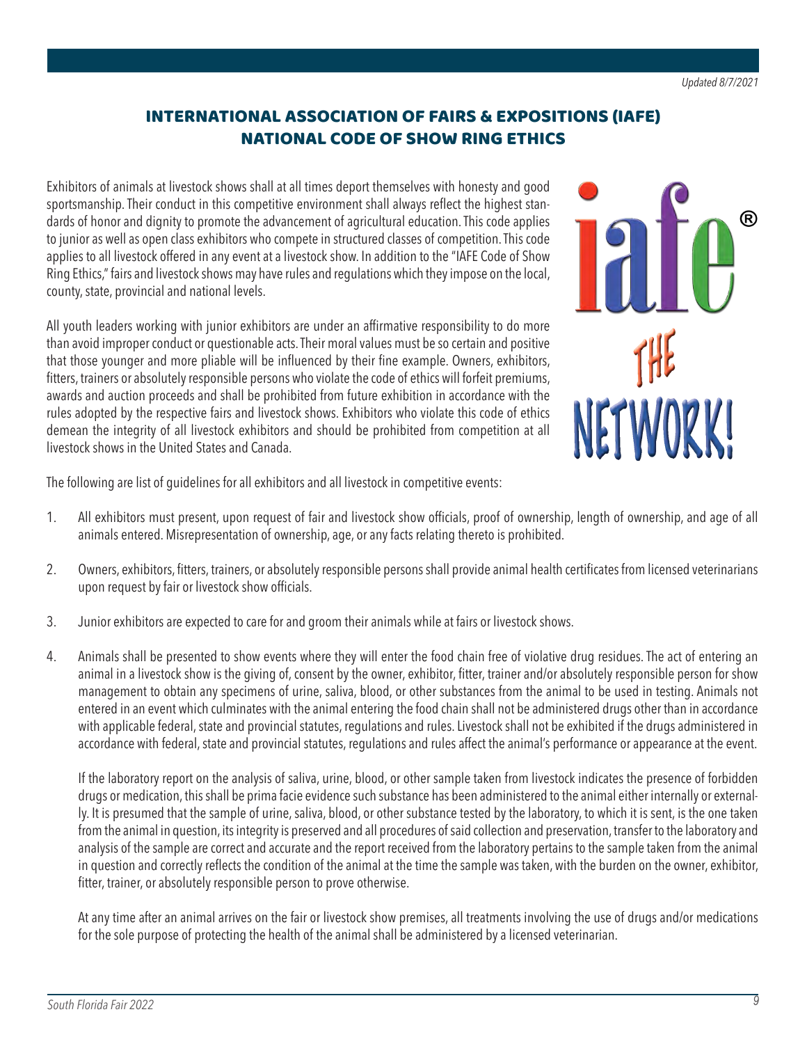*Updated 8/7/2021*

# INTERNATIONAL ASSOCIATION OF FAIRS & EXPOSITIONS (IAFE) NATIONAL CODE OF SHOW RING ETHICS

Exhibitors of animals at livestock shows shall at all times deport themselves with honesty and good sportsmanship. Their conduct in this competitive environment shall always reflect the highest standards of honor and dignity to promote the advancement of agricultural education. This code applies to junior as well as open class exhibitors who compete in structured classes of competition. This code applies to all livestock offered in any event at a livestock show. In addition to the "IAFE Code of Show Ring Ethics," fairs and livestock shows may have rules and regulations which they impose on the local, county, state, provincial and national levels.

All youth leaders working with junior exhibitors are under an affirmative responsibility to do more than avoid improper conduct or questionable acts. Their moral values must be so certain and positive that those younger and more pliable will be influenced by their fine example. Owners, exhibitors, fitters, trainers or absolutely responsible persons who violate the code of ethics will forfeit premiums, awards and auction proceeds and shall be prohibited from future exhibition in accordance with the rules adopted by the respective fairs and livestock shows. Exhibitors who violate this code of ethics demean the integrity of all livestock exhibitors and should be prohibited from competition at all livestock shows in the United States and Canada.

The following are list of guidelines for all exhibitors and all livestock in competitive events:

1. All exhibitors must present, upon request of fair and livestock show officials, proof of ownership, length of ownership, and age of all animals entered. Misrepresentation of ownership, age, or any facts relating thereto is prohibited.

2. Owners, exhibitors, fitters, trainers, or absolutely responsible persons shall provide animal health certificates from licensed veterinarians upon request by fair or livestock show officials.

3. Junior exhibitors are expected to care for and groom their animals while at fairs or livestock shows.

4. Animals shall be presented to show events where they will enter the food chain free of violative drug residues. The act of entering an animal in a livestock show is the giving of, consent by the owner, exhibitor, fitter, trainer and/or absolutely responsible person for show management to obtain any specimens of urine, saliva, blood, or other substances from the animal to be used in testing. Animals not entered in an event which culminates with the animal entering the food chain shall not be administered drugs other than in accordance with applicable federal, state and provincial statutes, regulations and rules. Livestock shall not be exhibited if the drugs administered in accordance with federal, state and provincial statutes, regulations and rules affect the animal's performance or appearance at the event.

   If the laboratory report on the analysis of saliva, urine, blood, or other sample taken from livestock indicates the presence of forbidden drugs or medication, this shall be prima facie evidence such substance has been administered to the animal either internally or externally. It is presumed that the sample of urine, saliva, blood, or other substance tested by the laboratory, to which it is sent, is the one taken from the animal in question, its integrity is preserved and all procedures of said collection and preservation, transfer to the laboratory and analysis of the sample are correct and accurate and the report received from the laboratory pertains to the sample taken from the animal in question and correctly reflects the condition of the animal at the time the sample was taken, with the burden on the owner, exhibitor, fitter, trainer, or absolutely responsible person to prove otherwise.

   At any time after an animal arrives on the fair or livestock show premises, all treatments involving the use of drugs and/or medications for the sole purpose of protecting the health of the animal shall be administered by a licensed veterinarian.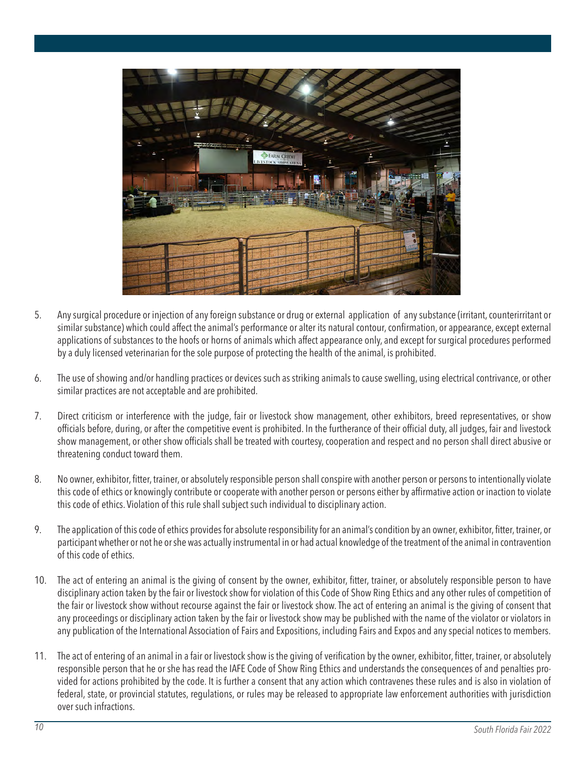5. Any surgical procedure or injection of any foreign substance or drug or external application of any substance (irritant, counterirritant or similar substance) which could affect the animal's performance or alter its natural contour, confirmation, or appearance, except external applications of substances to the hoofs or horns of animals which affect appearance only, and except for surgical procedures performed by a duly licensed veterinarian for the sole purpose of protecting the health of the animal, is prohibited.

6. The use of showing and/or handling practices or devices such as striking animals to cause swelling, using electrical contrivance, or other similar practices are not acceptable and are prohibited.

7. Direct criticism or interference with the judge, fair or livestock show management, other exhibitors, breed representatives, or show officials before, during, or after the competitive event is prohibited. In the furtherance of their official duty, all judges, fair and livestock show management, or other show officials shall be treated with courtesy, cooperation and respect and no person shall direct abusive or threatening conduct toward them.

8. No owner, exhibitor, fitter, trainer, or absolutely responsible person shall conspire with another person or persons to intentionally violate this code of ethics or knowingly contribute or cooperate with another person or persons either by affirmative action or inaction to violate this code of ethics. Violation of this rule shall subject such individual to disciplinary action.

9. The application of this code of ethics provides for absolute responsibility for an animal's condition by an owner, exhibitor, fitter, trainer, or participant whether or not he or she was actually instrumental in or had actual knowledge of the treatment of the animal in contravention of this code of ethics.

10. The act of entering an animal is the giving of consent by the owner, exhibitor, fitter, trainer, or absolutely responsible person to have disciplinary action taken by the fair or livestock show for violation of this Code of Show Ring Ethics and any other rules of competition of the fair or livestock show without recourse against the fair or livestock show. The act of entering an animal is the giving of consent that any proceedings or disciplinary action taken by the fair or livestock show may be published with the name of the violator or violators in any publication of the International Association of Fairs and Expositions, including Fairs and Expos and any special notices to members.

11. The act of entering of an animal in a fair or livestock show is the giving of verification by the owner, exhibitor, fitter, trainer, or absolutely responsible person that he or she has read the IAFE Code of Show Ring Ethics and understands the consequences of and penalties provided for actions prohibited by the code. It is further a consent that any action which contravenes these rules and is also in violation of federal, state, or provincial statutes, regulations, or rules may be released to appropriate law enforcement authorities with jurisdiction over such infractions.